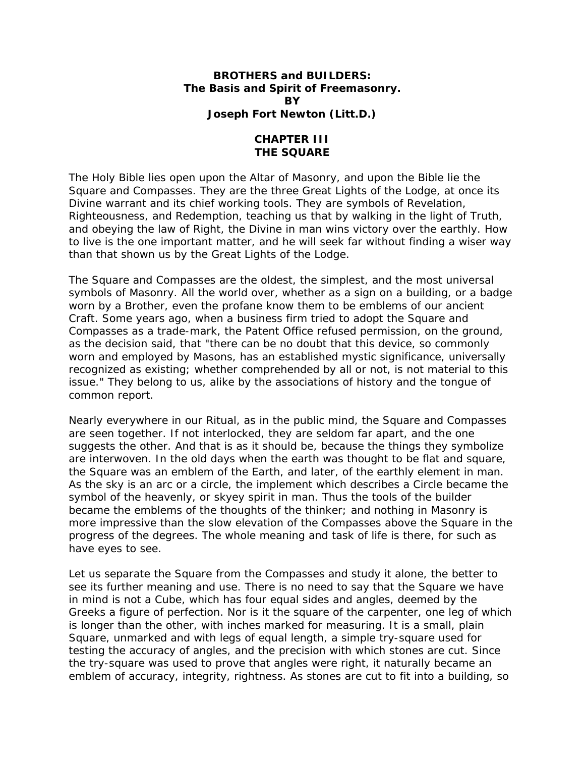**BROTHERS and BUILDERS:**
**The Basis and Spirit of Freemasonry.**
**BY**
**Joseph Fort Newton (Litt.D.)**

# CHAPTER III
# THE SQUARE

The Holy Bible lies open upon the Altar of Masonry, and upon the Bible lie the Square and Compasses. They are the three Great Lights of the Lodge, at once its Divine warrant and its chief working tools. They are symbols of Revelation, Righteousness, and Redemption, teaching us that by walking in the light of Truth, and obeying the law of Right, the Divine in man wins victory over the earthly. How to live is the one important matter, and he will seek far without finding a wiser way than that shown us by the Great Lights of the Lodge.

The Square and Compasses are the oldest, the simplest, and the most universal symbols of Masonry. All the world over, whether as a sign on a building, or a badge worn by a Brother, even the profane know them to be emblems of our ancient Craft. Some years ago, when a business firm tried to adopt the Square and Compasses as a trade-mark, the Patent Office refused permission, on the ground, as the decision said, that "there can be no doubt that this device, so commonly worn and employed by Masons, has an established mystic significance, universally recognized as existing; whether comprehended by all or not, is not material to this issue." They belong to us, alike by the associations of history and the tongue of common report.

Nearly everywhere in our Ritual, as in the public mind, the Square and Compasses are seen together. If not interlocked, they are seldom far apart, and the one suggests the other. And that is as it should be, because the things they symbolize are interwoven. In the old days when the earth was thought to be flat and square, the Square was an emblem of the Earth, and later, of the earthly element in man. As the sky is an arc or a circle, the implement which describes a Circle became the symbol of the heavenly, or skyey spirit in man. Thus the tools of the builder became the emblems of the thoughts of the thinker; and nothing in Masonry is more impressive than the slow elevation of the Compasses above the Square in the progress of the degrees. The whole meaning and task of life is there, for such as have eyes to see.

Let us separate the Square from the Compasses and study it alone, the better to see its further meaning and use. There is no need to say that the Square we have in mind is not a Cube, which has four equal sides and angles, deemed by the Greeks a figure of perfection. Nor is it the square of the carpenter, one leg of which is longer than the other, with inches marked for measuring. It is a small, plain Square, unmarked and with legs of equal length, a simple try-square used for testing the accuracy of angles, and the precision with which stones are cut. Since the try-square was used to prove that angles were right, it naturally became an emblem of accuracy, integrity, rightness. As stones are cut to fit into a building, so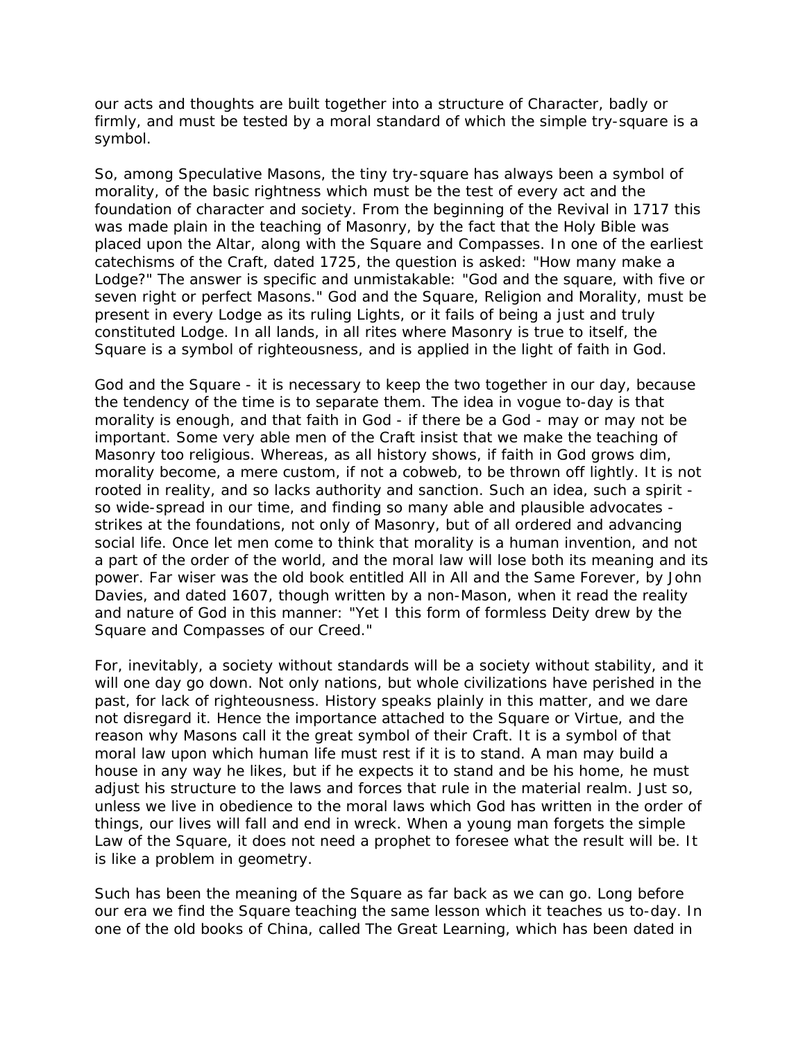our acts and thoughts are built together into a structure of Character, badly or firmly, and must be tested by a moral standard of which the simple try-square is a symbol.

So, among Speculative Masons, the tiny try-square has always been a symbol of morality, of the basic rightness which must be the test of every act and the foundation of character and society. From the beginning of the Revival in 1717 this was made plain in the teaching of Masonry, by the fact that the Holy Bible was placed upon the Altar, along with the Square and Compasses. In one of the earliest catechisms of the Craft, dated 1725, the question is asked: "How many make a Lodge?" The answer is specific and unmistakable: "God and the square, with five or seven right or perfect Masons." God and the Square, Religion and Morality, must be present in every Lodge as its ruling Lights, or it fails of being a just and truly constituted Lodge. In all lands, in all rites where Masonry is true to itself, the Square is a symbol of righteousness, and is applied in the light of faith in God.

God and the Square - it is necessary to keep the two together in our day, because the tendency of the time is to separate them. The idea in vogue to-day is that morality is enough, and that faith in God - if there be a God - may or may not be important. Some very able men of the Craft insist that we make the teaching of Masonry too religious. Whereas, as all history shows, if faith in God grows dim, morality become, a mere custom, if not a cobweb, to be thrown off lightly. It is not rooted in reality, and so lacks authority and sanction. Such an idea, such a spirit - so wide-spread in our time, and finding so many able and plausible advocates - strikes at the foundations, not only of Masonry, but of all ordered and advancing social life. Once let men come to think that morality is a human invention, and not a part of the order of the world, and the moral law will lose both its meaning and its power. Far wiser was the old book entitled All in All and the Same Forever, by John Davies, and dated 1607, though written by a non-Mason, when it read the reality and nature of God in this manner: "Yet I this form of formless Deity drew by the Square and Compasses of our Creed."

For, inevitably, a society without standards will be a society without stability, and it will one day go down. Not only nations, but whole civilizations have perished in the past, for lack of righteousness. History speaks plainly in this matter, and we dare not disregard it. Hence the importance attached to the Square or Virtue, and the reason why Masons call it the great symbol of their Craft. It is a symbol of that moral law upon which human life must rest if it is to stand. A man may build a house in any way he likes, but if he expects it to stand and be his home, he must adjust his structure to the laws and forces that rule in the material realm. Just so, unless we live in obedience to the moral laws which God has written in the order of things, our lives will fall and end in wreck. When a young man forgets the simple Law of the Square, it does not need a prophet to foresee what the result will be. It is like a problem in geometry.

Such has been the meaning of the Square as far back as we can go. Long before our era we find the Square teaching the same lesson which it teaches us to-day. In one of the old books of China, called The Great Learning, which has been dated in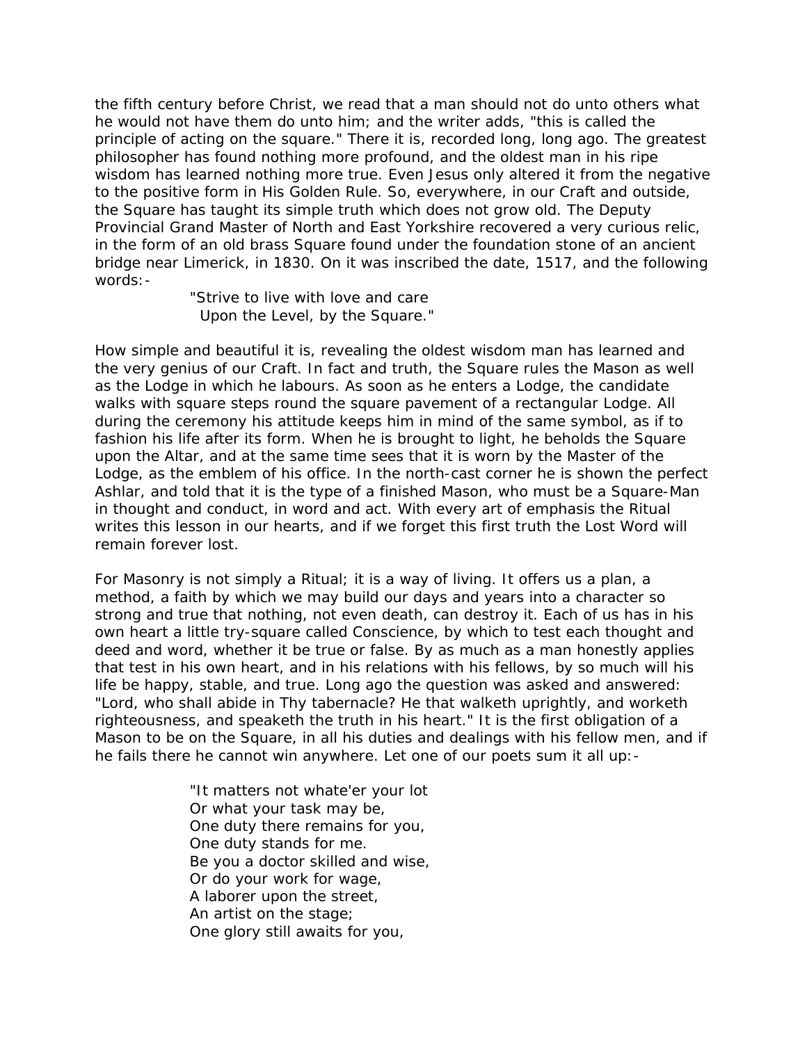the fifth century before Christ, we read that a man should not do unto others what he would not have them do unto him; and the writer adds, "this is called the principle of acting on the square." There it is, recorded long, long ago. The greatest philosopher has found nothing more profound, and the oldest man in his ripe wisdom has learned nothing more true. Even Jesus only altered it from the negative to the positive form in His Golden Rule. So, everywhere, in our Craft and outside, the Square has taught its simple truth which does not grow old. The Deputy Provincial Grand Master of North and East Yorkshire recovered a very curious relic, in the form of an old brass Square found under the foundation stone of an ancient bridge near Limerick, in 1830. On it was inscribed the date, 1517, and the following words:-

> "Strive to live with love and care
> Upon the Level, by the Square."

How simple and beautiful it is, revealing the oldest wisdom man has learned and the very genius of our Craft. In fact and truth, the Square rules the Mason as well as the Lodge in which he labours. As soon as he enters a Lodge, the candidate walks with square steps round the square pavement of a rectangular Lodge. All during the ceremony his attitude keeps him in mind of the same symbol, as if to fashion his life after its form. When he is brought to light, he beholds the Square upon the Altar, and at the same time sees that it is worn by the Master of the Lodge, as the emblem of his office. In the north-cast corner he is shown the perfect Ashlar, and told that it is the type of a finished Mason, who must be a Square-Man in thought and conduct, in word and act. With every art of emphasis the Ritual writes this lesson in our hearts, and if we forget this first truth the Lost Word will remain forever lost.

For Masonry is not simply a Ritual; it is a way of living. It offers us a plan, a method, a faith by which we may build our days and years into a character so strong and true that nothing, not even death, can destroy it. Each of us has in his own heart a little try-square called Conscience, by which to test each thought and deed and word, whether it be true or false. By as much as a man honestly applies that test in his own heart, and in his relations with his fellows, by so much will his life be happy, stable, and true. Long ago the question was asked and answered: "Lord, who shall abide in Thy tabernacle? He that walketh uprightly, and worketh righteousness, and speaketh the truth in his heart." It is the first obligation of a Mason to be on the Square, in all his duties and dealings with his fellow men, and if he fails there he cannot win anywhere. Let one of our poets sum it all up:-

> "It matters not whate'er your lot
> Or what your task may be,
> One duty there remains for you,
> One duty stands for me.
> Be you a doctor skilled and wise,
> Or do your work for wage,
> A laborer upon the street,
> An artist on the stage;
> One glory still awaits for you,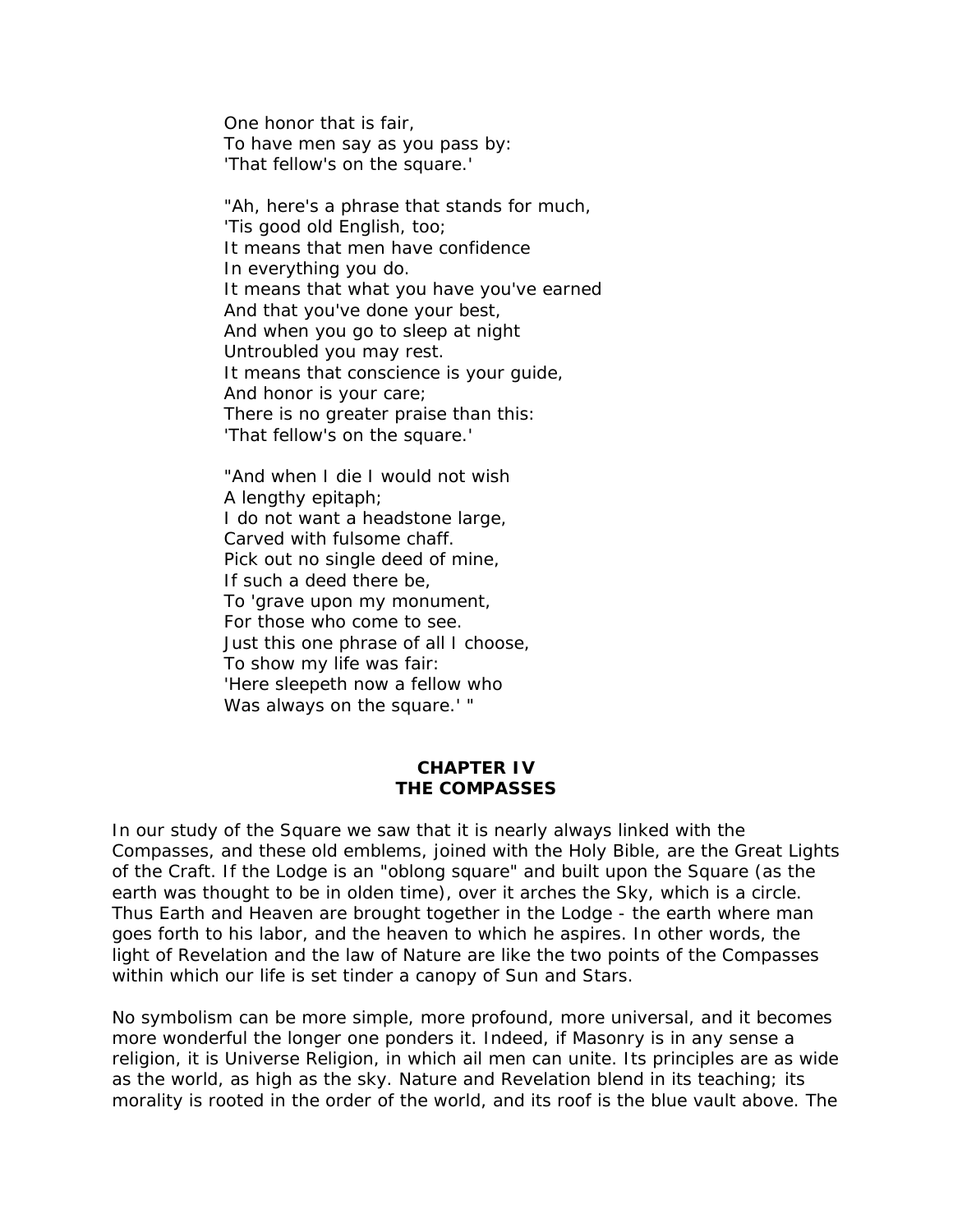One honor that is fair,  
To have men say as you pass by:  
'That fellow's on the square.'

"Ah, here's a phrase that stands for much,  
'Tis good old English, too;  
It means that men have confidence  
In everything you do.  
It means that what you have you've earned  
And that you've done your best,  
And when you go to sleep at night  
Untroubled you may rest.  
It means that conscience is your guide,  
And honor is your care;  
There is no greater praise than this:  
'That fellow's on the square.'

"And when I die I would not wish  
A lengthy epitaph;  
I do not want a headstone large,  
Carved with fulsome chaff.  
Pick out no single deed of mine,  
If such a deed there be,  
To 'grave upon my monument,  
For those who come to see.  
Just this one phrase of all I choose,  
To show my life was fair:  
'Here sleepeth now a fellow who  
Was always on the square.' "

## CHAPTER IV
## THE COMPASSES

In our study of the Square we saw that it is nearly always linked with the Compasses, and these old emblems, joined with the Holy Bible, are the Great Lights of the Craft. If the Lodge is an "oblong square" and built upon the Square (as the earth was thought to be in olden time), over it arches the Sky, which is a circle. Thus Earth and Heaven are brought together in the Lodge - the earth where man goes forth to his labor, and the heaven to which he aspires. In other words, the light of Revelation and the law of Nature are like the two points of the Compasses within which our life is set tinder a canopy of Sun and Stars.

No symbolism can be more simple, more profound, more universal, and it becomes more wonderful the longer one ponders it. Indeed, if Masonry is in any sense a religion, it is Universe Religion, in which ail men can unite. Its principles are as wide as the world, as high as the sky. Nature and Revelation blend in its teaching; its morality is rooted in the order of the world, and its roof is the blue vault above. The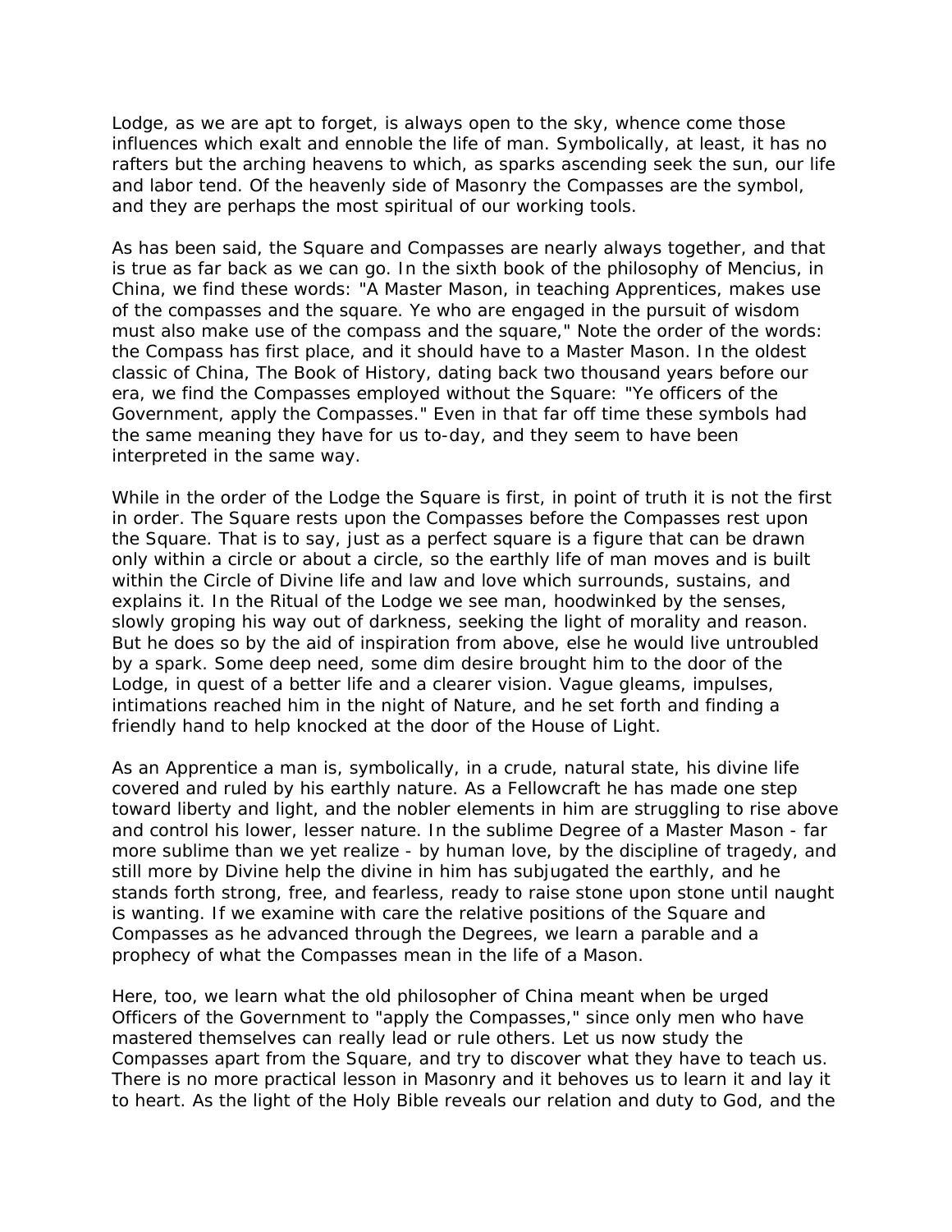Lodge, as we are apt to forget, is always open to the sky, whence come those influences which exalt and ennoble the life of man. Symbolically, at least, it has no rafters but the arching heavens to which, as sparks ascending seek the sun, our life and labor tend. Of the heavenly side of Masonry the Compasses are the symbol, and they are perhaps the most spiritual of our working tools.

As has been said, the Square and Compasses are nearly always together, and that is true as far back as we can go. In the sixth book of the philosophy of Mencius, in China, we find these words: "A Master Mason, in teaching Apprentices, makes use of the compasses and the square. Ye who are engaged in the pursuit of wisdom must also make use of the compass and the square," Note the order of the words: the Compass has first place, and it should have to a Master Mason. In the oldest classic of China, The Book of History, dating back two thousand years before our era, we find the Compasses employed without the Square: "Ye officers of the Government, apply the Compasses." Even in that far off time these symbols had the same meaning they have for us to-day, and they seem to have been interpreted in the same way.

While in the order of the Lodge the Square is first, in point of truth it is not the first in order. The Square rests upon the Compasses before the Compasses rest upon the Square. That is to say, just as a perfect square is a figure that can be drawn only within a circle or about a circle, so the earthly life of man moves and is built within the Circle of Divine life and law and love which surrounds, sustains, and explains it. In the Ritual of the Lodge we see man, hoodwinked by the senses, slowly groping his way out of darkness, seeking the light of morality and reason. But he does so by the aid of inspiration from above, else he would live untroubled by a spark. Some deep need, some dim desire brought him to the door of the Lodge, in quest of a better life and a clearer vision. Vague gleams, impulses, intimations reached him in the night of Nature, and he set forth and finding a friendly hand to help knocked at the door of the House of Light.

As an Apprentice a man is, symbolically, in a crude, natural state, his divine life covered and ruled by his earthly nature. As a Fellowcraft he has made one step toward liberty and light, and the nobler elements in him are struggling to rise above and control his lower, lesser nature. In the sublime Degree of a Master Mason - far more sublime than we yet realize - by human love, by the discipline of tragedy, and still more by Divine help the divine in him has subjugated the earthly, and he stands forth strong, free, and fearless, ready to raise stone upon stone until naught is wanting. If we examine with care the relative positions of the Square and Compasses as he advanced through the Degrees, we learn a parable and a prophecy of what the Compasses mean in the life of a Mason.

Here, too, we learn what the old philosopher of China meant when be urged Officers of the Government to "apply the Compasses," since only men who have mastered themselves can really lead or rule others. Let us now study the Compasses apart from the Square, and try to discover what they have to teach us. There is no more practical lesson in Masonry and it behoves us to learn it and lay it to heart. As the light of the Holy Bible reveals our relation and duty to God, and the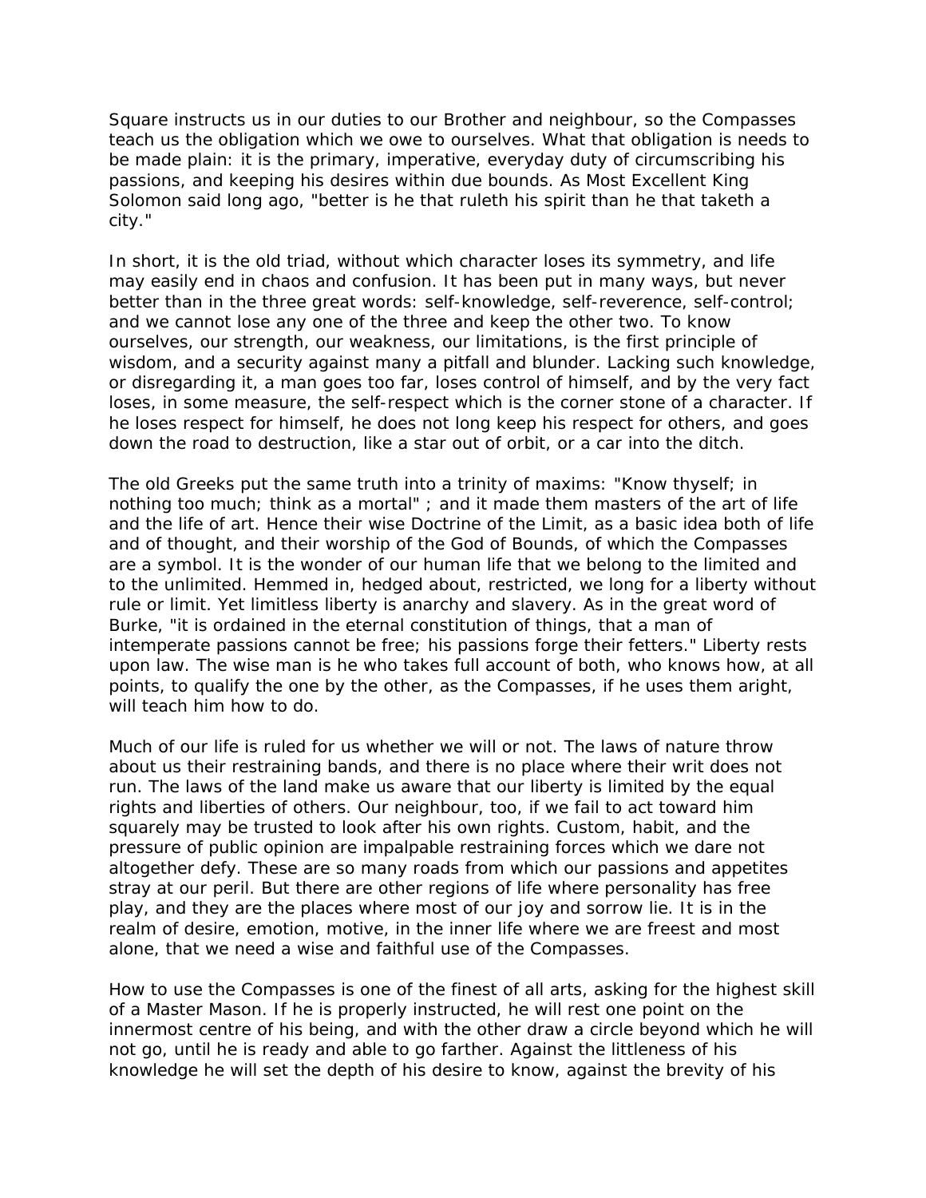Square instructs us in our duties to our Brother and neighbour, so the Compasses teach us the obligation which we owe to ourselves. What that obligation is needs to be made plain: it is the primary, imperative, everyday duty of circumscribing his passions, and keeping his desires within due bounds. As Most Excellent King Solomon said long ago, "better is he that ruleth his spirit than he that taketh a city."

In short, it is the old triad, without which character loses its symmetry, and life may easily end in chaos and confusion. It has been put in many ways, but never better than in the three great words: self-knowledge, self-reverence, self-control; and we cannot lose any one of the three and keep the other two. To know ourselves, our strength, our weakness, our limitations, is the first principle of wisdom, and a security against many a pitfall and blunder. Lacking such knowledge, or disregarding it, a man goes too far, loses control of himself, and by the very fact loses, in some measure, the self-respect which is the corner stone of a character. If he loses respect for himself, he does not long keep his respect for others, and goes down the road to destruction, like a star out of orbit, or a car into the ditch.

The old Greeks put the same truth into a trinity of maxims: "Know thyself; in nothing too much; think as a mortal" ; and it made them masters of the art of life and the life of art. Hence their wise Doctrine of the Limit, as a basic idea both of life and of thought, and their worship of the God of Bounds, of which the Compasses are a symbol. It is the wonder of our human life that we belong to the limited and to the unlimited. Hemmed in, hedged about, restricted, we long for a liberty without rule or limit. Yet limitless liberty is anarchy and slavery. As in the great word of Burke, "it is ordained in the eternal constitution of things, that a man of intemperate passions cannot be free; his passions forge their fetters." Liberty rests upon law. The wise man is he who takes full account of both, who knows how, at all points, to qualify the one by the other, as the Compasses, if he uses them aright, will teach him how to do.

Much of our life is ruled for us whether we will or not. The laws of nature throw about us their restraining bands, and there is no place where their writ does not run. The laws of the land make us aware that our liberty is limited by the equal rights and liberties of others. Our neighbour, too, if we fail to act toward him squarely may be trusted to look after his own rights. Custom, habit, and the pressure of public opinion are impalpable restraining forces which we dare not altogether defy. These are so many roads from which our passions and appetites stray at our peril. But there are other regions of life where personality has free play, and they are the places where most of our joy and sorrow lie. It is in the realm of desire, emotion, motive, in the inner life where we are freest and most alone, that we need a wise and faithful use of the Compasses.

How to use the Compasses is one of the finest of all arts, asking for the highest skill of a Master Mason. If he is properly instructed, he will rest one point on the innermost centre of his being, and with the other draw a circle beyond which he will not go, until he is ready and able to go farther. Against the littleness of his knowledge he will set the depth of his desire to know, against the brevity of his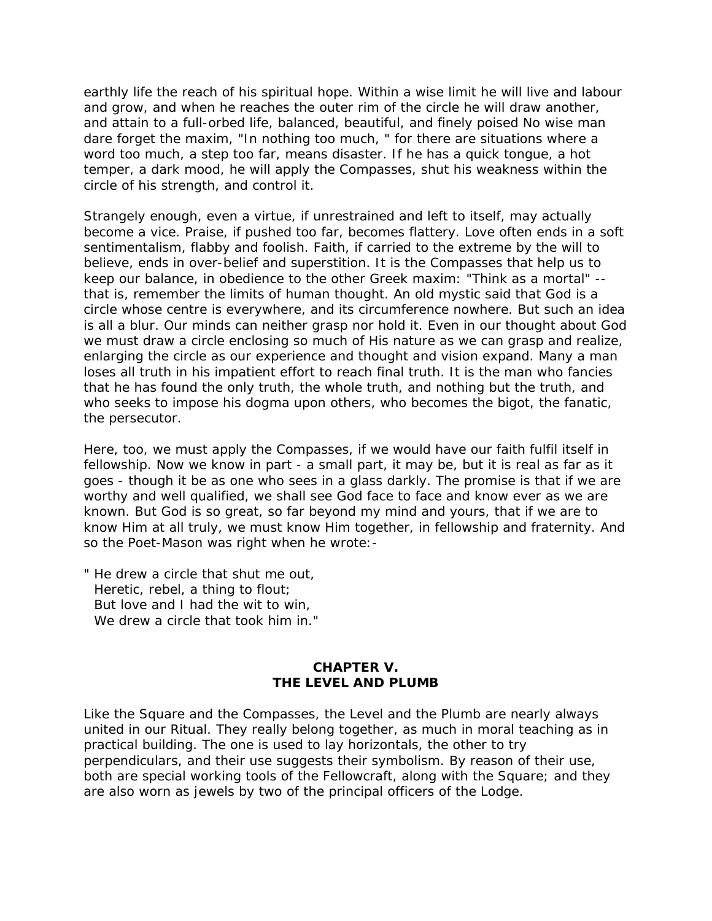earthly life the reach of his spiritual hope. Within a wise limit he will live and labour and grow, and when he reaches the outer rim of the circle he will draw another, and attain to a full-orbed life, balanced, beautiful, and finely poised No wise man dare forget the maxim, "In nothing too much, " for there are situations where a word too much, a step too far, means disaster. If he has a quick tongue, a hot temper, a dark mood, he will apply the Compasses, shut his weakness within the circle of his strength, and control it.

Strangely enough, even a virtue, if unrestrained and left to itself, may actually become a vice. Praise, if pushed too far, becomes flattery. Love often ends in a soft sentimentalism, flabby and foolish. Faith, if carried to the extreme by the will to believe, ends in over-belief and superstition. It is the Compasses that help us to keep our balance, in obedience to the other Greek maxim: "Think as a mortal" -- that is, remember the limits of human thought. An old mystic said that God is a circle whose centre is everywhere, and its circumference nowhere. But such an idea is all a blur. Our minds can neither grasp nor hold it. Even in our thought about God we must draw a circle enclosing so much of His nature as we can grasp and realize, enlarging the circle as our experience and thought and vision expand. Many a man loses all truth in his impatient effort to reach final truth. It is the man who fancies that he has found the only truth, the whole truth, and nothing but the truth, and who seeks to impose his dogma upon others, who becomes the bigot, the fanatic, the persecutor.

Here, too, we must apply the Compasses, if we would have our faith fulfil itself in fellowship. Now we know in part - a small part, it may be, but it is real as far as it goes - though it be as one who sees in a glass darkly. The promise is that if we are worthy and well qualified, we shall see God face to face and know ever as we are known. But God is so great, so far beyond my mind and yours, that if we are to know Him at all truly, we must know Him together, in fellowship and fraternity. And so the Poet-Mason was right when he wrote:-

" He drew a circle that shut me out,  
Heretic, rebel, a thing to flout;  
But love and I had the wit to win,  
We drew a circle that took him in."

## CHAPTER V.
## THE LEVEL AND PLUMB

Like the Square and the Compasses, the Level and the Plumb are nearly always united in our Ritual. They really belong together, as much in moral teaching as in practical building. The one is used to lay horizontals, the other to try perpendiculars, and their use suggests their symbolism. By reason of their use, both are special working tools of the Fellowcraft, along with the Square; and they are also worn as jewels by two of the principal officers of the Lodge.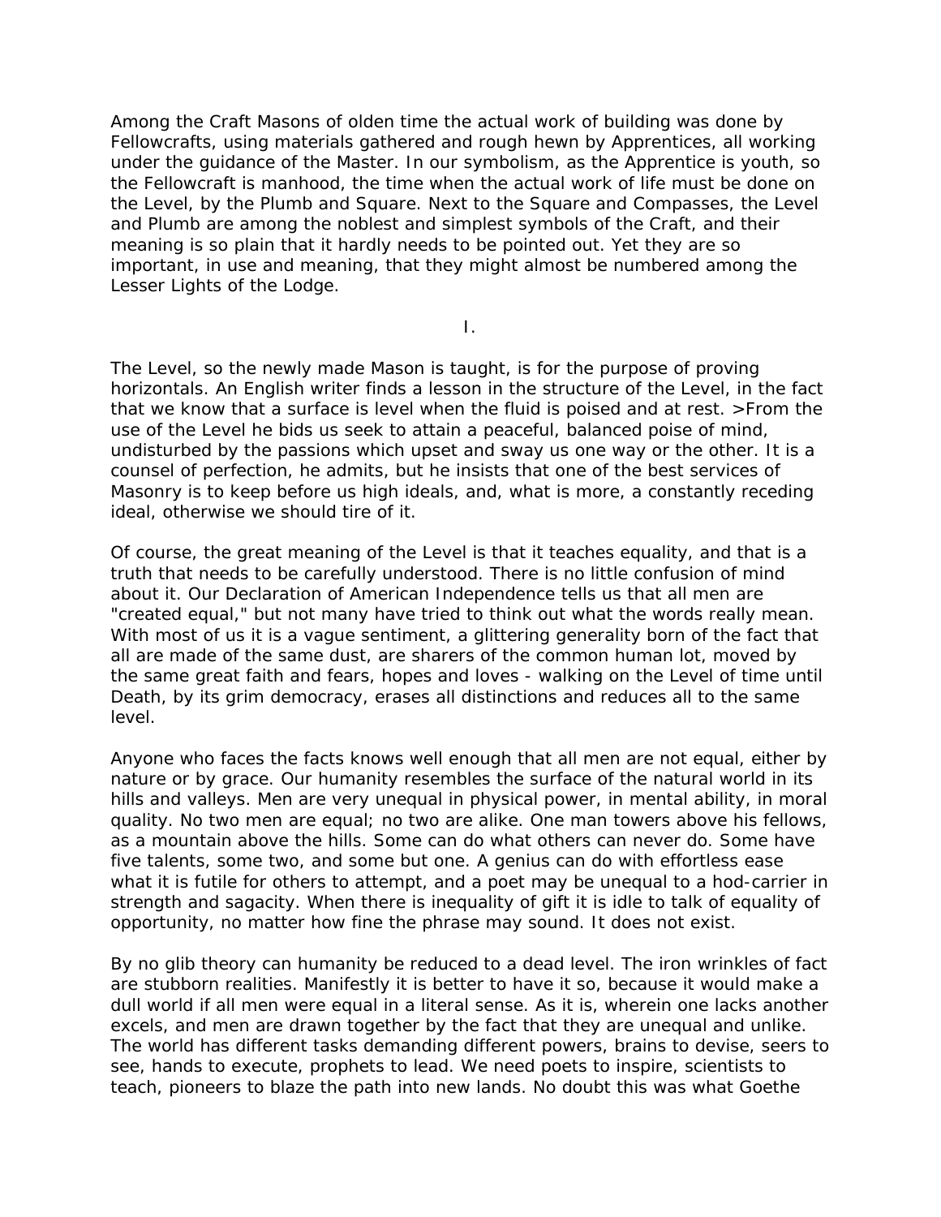Among the Craft Masons of olden time the actual work of building was done by Fellowcrafts, using materials gathered and rough hewn by Apprentices, all working under the guidance of the Master. In our symbolism, as the Apprentice is youth, so the Fellowcraft is manhood, the time when the actual work of life must be done on the Level, by the Plumb and Square. Next to the Square and Compasses, the Level and Plumb are among the noblest and simplest symbols of the Craft, and their meaning is so plain that it hardly needs to be pointed out. Yet they are so important, in use and meaning, that they might almost be numbered among the Lesser Lights of the Lodge.

I.

The Level, so the newly made Mason is taught, is for the purpose of proving horizontals. An English writer finds a lesson in the structure of the Level, in the fact that we know that a surface is level when the fluid is poised and at rest. >From the use of the Level he bids us seek to attain a peaceful, balanced poise of mind, undisturbed by the passions which upset and sway us one way or the other. It is a counsel of perfection, he admits, but he insists that one of the best services of Masonry is to keep before us high ideals, and, what is more, a constantly receding ideal, otherwise we should tire of it.

Of course, the great meaning of the Level is that it teaches equality, and that is a truth that needs to be carefully understood. There is no little confusion of mind about it. Our Declaration of American Independence tells us that all men are "created equal," but not many have tried to think out what the words really mean. With most of us it is a vague sentiment, a glittering generality born of the fact that all are made of the same dust, are sharers of the common human lot, moved by the same great faith and fears, hopes and loves - walking on the Level of time until Death, by its grim democracy, erases all distinctions and reduces all to the same level.

Anyone who faces the facts knows well enough that all men are not equal, either by nature or by grace. Our humanity resembles the surface of the natural world in its hills and valleys. Men are very unequal in physical power, in mental ability, in moral quality. No two men are equal; no two are alike. One man towers above his fellows, as a mountain above the hills. Some can do what others can never do. Some have five talents, some two, and some but one. A genius can do with effortless ease what it is futile for others to attempt, and a poet may be unequal to a hod-carrier in strength and sagacity. When there is inequality of gift it is idle to talk of equality of opportunity, no matter how fine the phrase may sound. It does not exist.

By no glib theory can humanity be reduced to a dead level. The iron wrinkles of fact are stubborn realities. Manifestly it is better to have it so, because it would make a dull world if all men were equal in a literal sense. As it is, wherein one lacks another excels, and men are drawn together by the fact that they are unequal and unlike. The world has different tasks demanding different powers, brains to devise, seers to see, hands to execute, prophets to lead. We need poets to inspire, scientists to teach, pioneers to blaze the path into new lands. No doubt this was what Goethe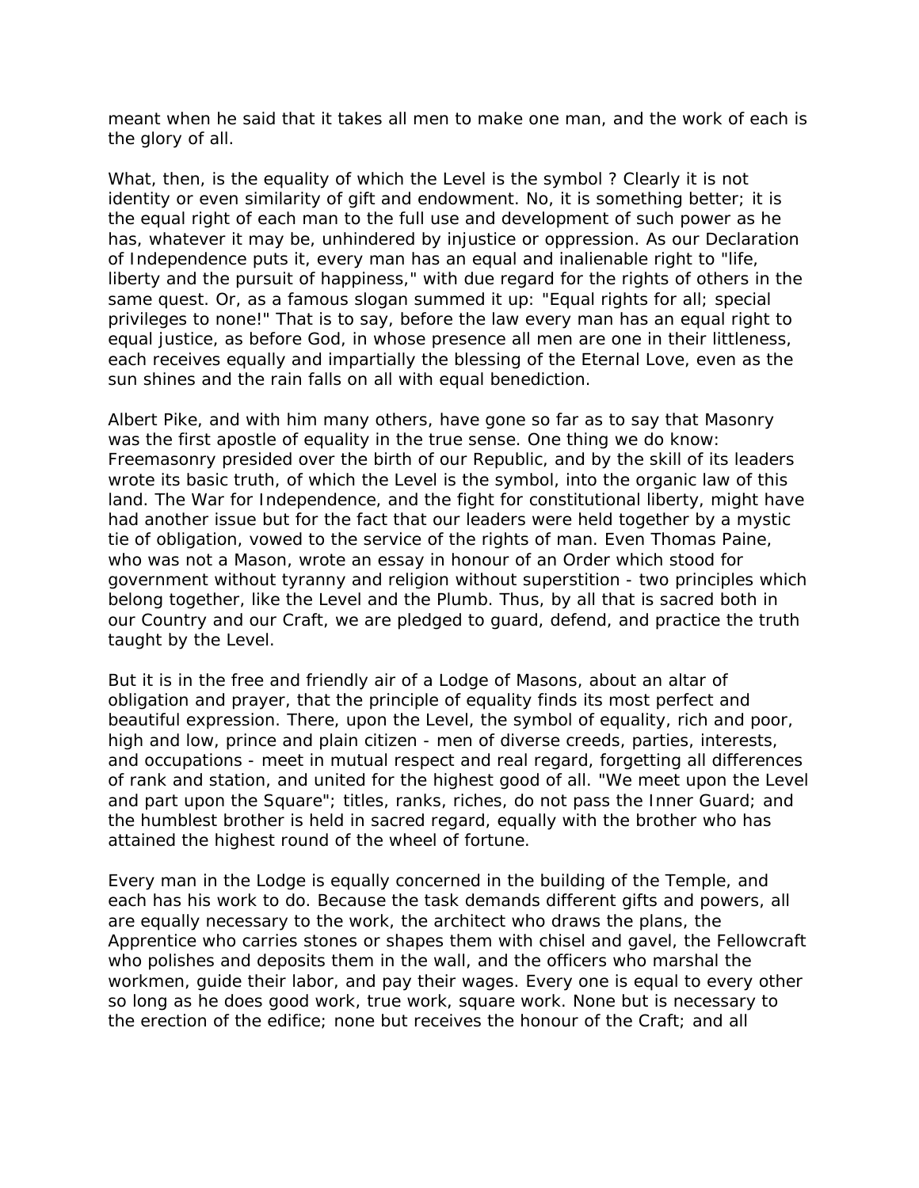meant when he said that it takes all men to make one man, and the work of each is the glory of all.

What, then, is the equality of which the Level is the symbol ? Clearly it is not identity or even similarity of gift and endowment. No, it is something better; it is the equal right of each man to the full use and development of such power as he has, whatever it may be, unhindered by injustice or oppression. As our Declaration of Independence puts it, every man has an equal and inalienable right to "life, liberty and the pursuit of happiness," with due regard for the rights of others in the same quest. Or, as a famous slogan summed it up: "Equal rights for all; special privileges to none!" That is to say, before the law every man has an equal right to equal justice, as before God, in whose presence all men are one in their littleness, each receives equally and impartially the blessing of the Eternal Love, even as the sun shines and the rain falls on all with equal benediction.

Albert Pike, and with him many others, have gone so far as to say that Masonry was the first apostle of equality in the true sense. One thing we do know: Freemasonry presided over the birth of our Republic, and by the skill of its leaders wrote its basic truth, of which the Level is the symbol, into the organic law of this land. The War for Independence, and the fight for constitutional liberty, might have had another issue but for the fact that our leaders were held together by a mystic tie of obligation, vowed to the service of the rights of man. Even Thomas Paine, who was not a Mason, wrote an essay in honour of an Order which stood for government without tyranny and religion without superstition - two principles which belong together, like the Level and the Plumb. Thus, by all that is sacred both in our Country and our Craft, we are pledged to guard, defend, and practice the truth taught by the Level.

But it is in the free and friendly air of a Lodge of Masons, about an altar of obligation and prayer, that the principle of equality finds its most perfect and beautiful expression. There, upon the Level, the symbol of equality, rich and poor, high and low, prince and plain citizen - men of diverse creeds, parties, interests, and occupations - meet in mutual respect and real regard, forgetting all differences of rank and station, and united for the highest good of all. "We meet upon the Level and part upon the Square"; titles, ranks, riches, do not pass the Inner Guard; and the humblest brother is held in sacred regard, equally with the brother who has attained the highest round of the wheel of fortune.

Every man in the Lodge is equally concerned in the building of the Temple, and each has his work to do. Because the task demands different gifts and powers, all are equally necessary to the work, the architect who draws the plans, the Apprentice who carries stones or shapes them with chisel and gavel, the Fellowcraft who polishes and deposits them in the wall, and the officers who marshal the workmen, guide their labor, and pay their wages. Every one is equal to every other so long as he does good work, true work, square work. None but is necessary to the erection of the edifice; none but receives the honour of the Craft; and all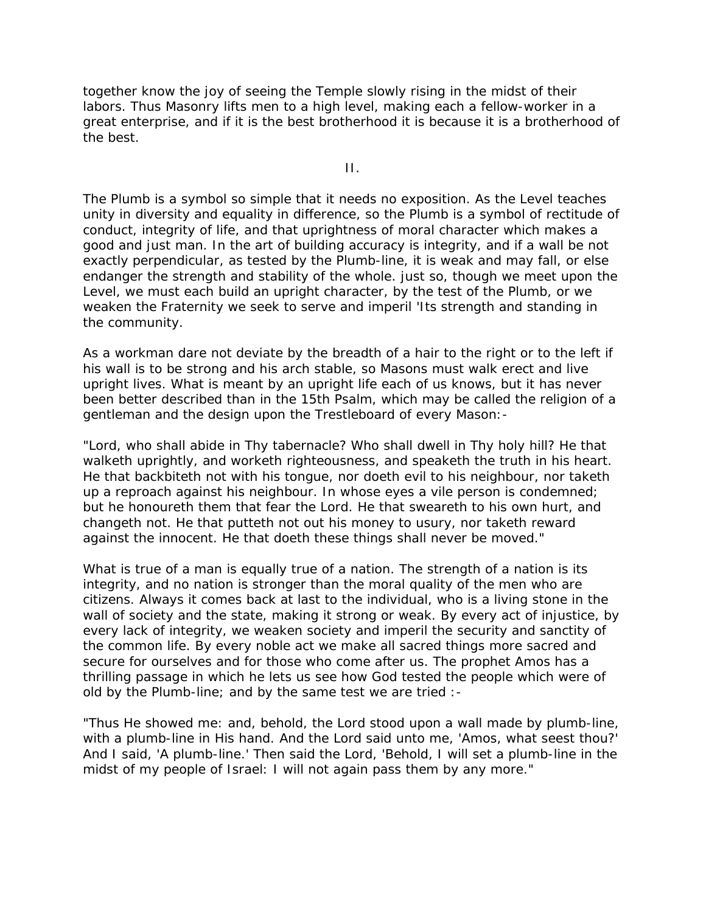together know the joy of seeing the Temple slowly rising in the midst of their labors. Thus Masonry lifts men to a high level, making each a fellow-worker in a great enterprise, and if it is the best brotherhood it is because it is a brotherhood of the best.

## II.

The Plumb is a symbol so simple that it needs no exposition. As the Level teaches unity in diversity and equality in difference, so the Plumb is a symbol of rectitude of conduct, integrity of life, and that uprightness of moral character which makes a good and just man. In the art of building accuracy is integrity, and if a wall be not exactly perpendicular, as tested by the Plumb-line, it is weak and may fall, or else endanger the strength and stability of the whole. just so, though we meet upon the Level, we must each build an upright character, by the test of the Plumb, or we weaken the Fraternity we seek to serve and imperil 'Its strength and standing in the community.

As a workman dare not deviate by the breadth of a hair to the right or to the left if his wall is to be strong and his arch stable, so Masons must walk erect and live upright lives. What is meant by an upright life each of us knows, but it has never been better described than in the 15th Psalm, which may be called the religion of a gentleman and the design upon the Trestleboard of every Mason:-

"Lord, who shall abide in Thy tabernacle? Who shall dwell in Thy holy hill? He that walketh uprightly, and worketh righteousness, and speaketh the truth in his heart. He that backbiteth not with his tongue, nor doeth evil to his neighbour, nor taketh up a reproach against his neighbour. In whose eyes a vile person is condemned; but he honoureth them that fear the Lord. He that sweareth to his own hurt, and changeth not. He that putteth not out his money to usury, nor taketh reward against the innocent. He that doeth these things shall never be moved."

What is true of a man is equally true of a nation. The strength of a nation is its integrity, and no nation is stronger than the moral quality of the men who are citizens. Always it comes back at last to the individual, who is a living stone in the wall of society and the state, making it strong or weak. By every act of injustice, by every lack of integrity, we weaken society and imperil the security and sanctity of the common life. By every noble act we make all sacred things more sacred and secure for ourselves and for those who come after us. The prophet Amos has a thrilling passage in which he lets us see how God tested the people which were of old by the Plumb-line; and by the same test we are tried :-

"Thus He showed me: and, behold, the Lord stood upon a wall made by plumb-line, with a plumb-line in His hand. And the Lord said unto me, 'Amos, what seest thou?' And I said, 'A plumb-line.' Then said the Lord, 'Behold, I will set a plumb-line in the midst of my people of Israel: I will not again pass them by any more."